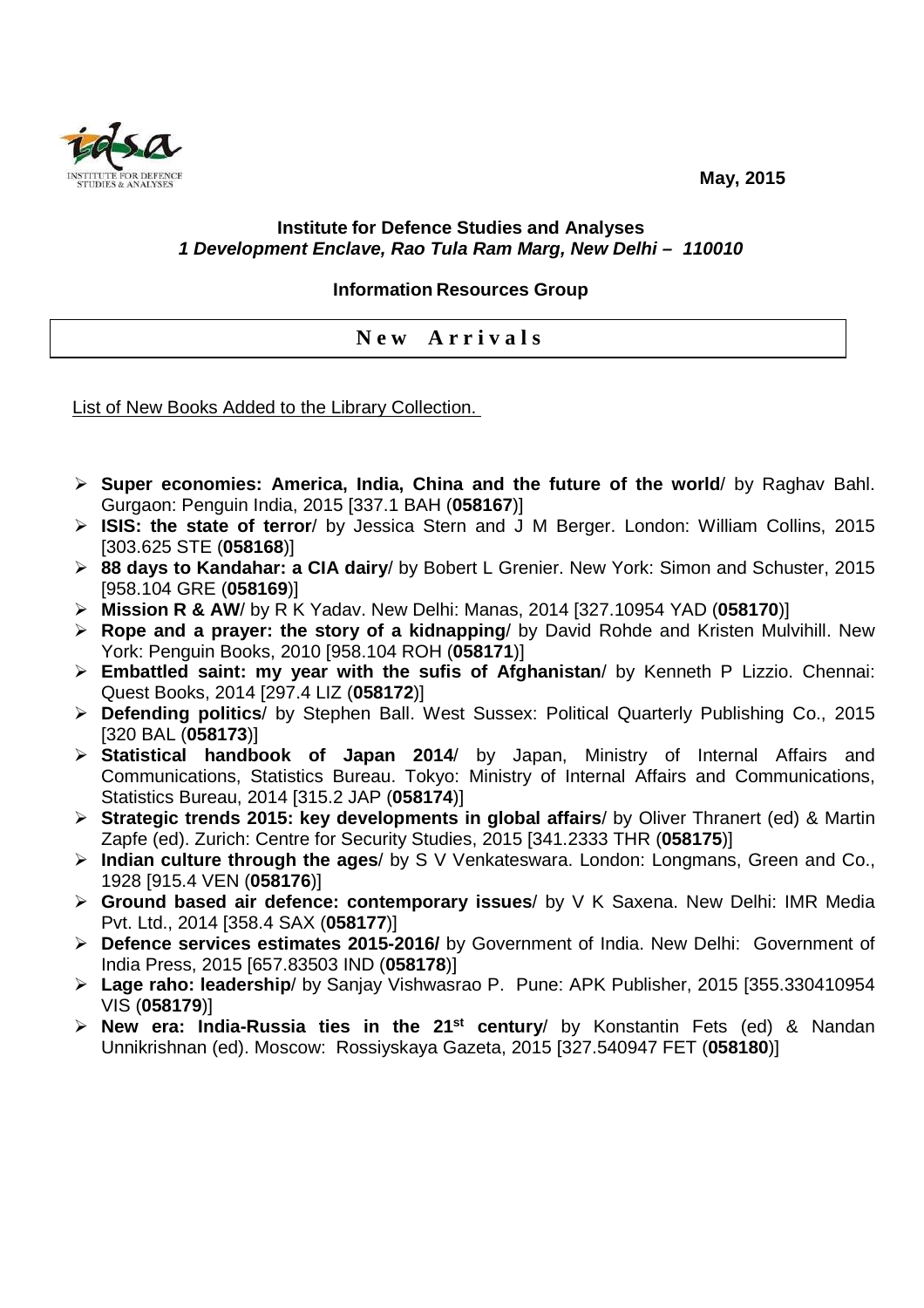May, 2015

**Institute for Defence Studies and Analyses**
***1 Development Enclave, Rao Tula Ram Marg, New Delhi – 110010***

**Information Resources Group**

## New Arrivals

List of New Books Added to the Library Collection.

- **Super economies: America, India, China and the future of the world**/ by Raghav Bahl. Gurgaon: Penguin India, 2015 [337.1 BAH (**058167**)]
- **ISIS: the state of terror**/ by Jessica Stern and J M Berger. London: William Collins, 2015 [303.625 STE (**058168**)]
- **88 days to Kandahar: a CIA dairy**/ by Bobert L Grenier. New York: Simon and Schuster, 2015 [958.104 GRE (**058169**)]
- **Mission R & AW**/ by R K Yadav. New Delhi: Manas, 2014 [327.10954 YAD (**058170**)]
- **Rope and a prayer: the story of a kidnapping**/ by David Rohde and Kristen Mulvihill. New York: Penguin Books, 2010 [958.104 ROH (**058171**)]
- **Embattled saint: my year with the sufis of Afghanistan**/ by Kenneth P Lizzio. Chennai: Quest Books, 2014 [297.4 LIZ (**058172**)]
- **Defending politics**/ by Stephen Ball. West Sussex: Political Quarterly Publishing Co., 2015 [320 BAL (**058173**)]
- **Statistical handbook of Japan 2014**/ by Japan, Ministry of Internal Affairs and Communications, Statistics Bureau. Tokyo: Ministry of Internal Affairs and Communications, Statistics Bureau, 2014 [315.2 JAP (**058174**)]
- **Strategic trends 2015: key developments in global affairs**/ by Oliver Thranert (ed) & Martin Zapfe (ed). Zurich: Centre for Security Studies, 2015 [341.2333 THR (**058175**)]
- **Indian culture through the ages**/ by S V Venkateswara. London: Longmans, Green and Co., 1928 [915.4 VEN (**058176**)]
- **Ground based air defence: contemporary issues**/ by V K Saxena. New Delhi: IMR Media Pvt. Ltd., 2014 [358.4 SAX (**058177**)]
- **Defence services estimates 2015-2016/** by Government of India. New Delhi: Government of India Press, 2015 [657.83503 IND (**058178**)]
- **Lage raho: leadership**/ by Sanjay Vishwasrao P. Pune: APK Publisher, 2015 [355.330410954 VIS (**058179**)]
- **New era: India-Russia ties in the 21st century**/ by Konstantin Fets (ed) & Nandan Unnikrishnan (ed). Moscow: Rossiyskaya Gazeta, 2015 [327.540947 FET (**058180**)]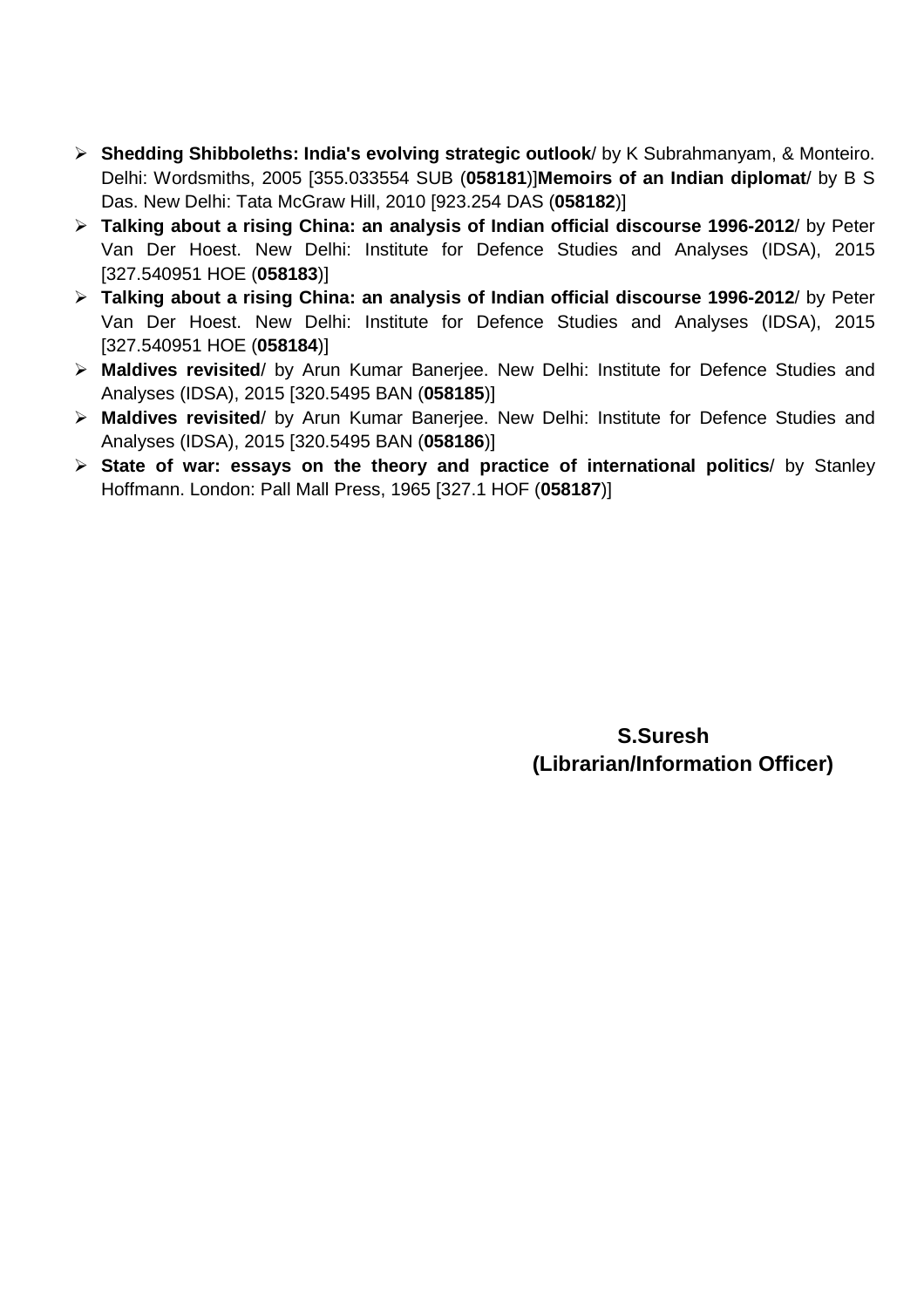- **Shedding Shibboleths: India's evolving strategic outlook**/ by K Subrahmanyam, & Monteiro. Delhi: Wordsmiths, 2005 [355.033554 SUB (**058181**)]**Memoirs of an Indian diplomat**/ by B S Das. New Delhi: Tata McGraw Hill, 2010 [923.254 DAS (**058182**)]
- **Talking about a rising China: an analysis of Indian official discourse 1996-2012**/ by Peter Van Der Hoest. New Delhi: Institute for Defence Studies and Analyses (IDSA), 2015 [327.540951 HOE (**058183**)]
- **Talking about a rising China: an analysis of Indian official discourse 1996-2012**/ by Peter Van Der Hoest. New Delhi: Institute for Defence Studies and Analyses (IDSA), 2015 [327.540951 HOE (**058184**)]
- **Maldives revisited**/ by Arun Kumar Banerjee. New Delhi: Institute for Defence Studies and Analyses (IDSA), 2015 [320.5495 BAN (**058185**)]
- **Maldives revisited**/ by Arun Kumar Banerjee. New Delhi: Institute for Defence Studies and Analyses (IDSA), 2015 [320.5495 BAN (**058186**)]
- **State of war: essays on the theory and practice of international politics**/ by Stanley Hoffmann. London: Pall Mall Press, 1965 [327.1 HOF (**058187**)]

**S.Suresh**
**(Librarian/Information Officer)**